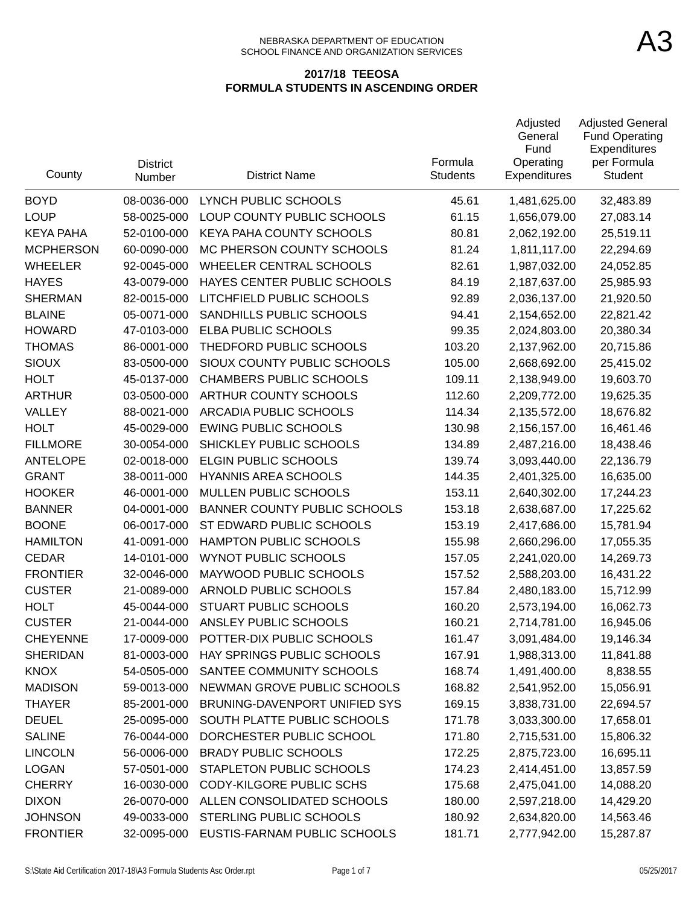NEBRASKA DEPARTMENT OF EDUCATION
SCHOOL FINANCE AND ORGANIZATION SERVICES

A3

**2017/18 TEEOSA**
**FORMULA STUDENTS IN ASCENDING ORDER**

| County | District Number | District Name | Formula Students | Adjusted General Fund Operating Expenditures | Adjusted General Fund Operating Expenditures per Formula Student |
|---|---|---|---|---|---|
| BOYD | 08-0036-000 | LYNCH PUBLIC SCHOOLS | 45.61 | 1,481,625.00 | 32,483.89 |
| LOUP | 58-0025-000 | LOUP COUNTY PUBLIC SCHOOLS | 61.15 | 1,656,079.00 | 27,083.14 |
| KEYA PAHA | 52-0100-000 | KEYA PAHA COUNTY SCHOOLS | 80.81 | 2,062,192.00 | 25,519.11 |
| MCPHERSON | 60-0090-000 | MC PHERSON COUNTY SCHOOLS | 81.24 | 1,811,117.00 | 22,294.69 |
| WHEELER | 92-0045-000 | WHEELER CENTRAL SCHOOLS | 82.61 | 1,987,032.00 | 24,052.85 |
| HAYES | 43-0079-000 | HAYES CENTER PUBLIC SCHOOLS | 84.19 | 2,187,637.00 | 25,985.93 |
| SHERMAN | 82-0015-000 | LITCHFIELD PUBLIC SCHOOLS | 92.89 | 2,036,137.00 | 21,920.50 |
| BLAINE | 05-0071-000 | SANDHILLS PUBLIC SCHOOLS | 94.41 | 2,154,652.00 | 22,821.42 |
| HOWARD | 47-0103-000 | ELBA PUBLIC SCHOOLS | 99.35 | 2,024,803.00 | 20,380.34 |
| THOMAS | 86-0001-000 | THEDFORD PUBLIC SCHOOLS | 103.20 | 2,137,962.00 | 20,715.86 |
| SIOUX | 83-0500-000 | SIOUX COUNTY PUBLIC SCHOOLS | 105.00 | 2,668,692.00 | 25,415.02 |
| HOLT | 45-0137-000 | CHAMBERS PUBLIC SCHOOLS | 109.11 | 2,138,949.00 | 19,603.70 |
| ARTHUR | 03-0500-000 | ARTHUR COUNTY SCHOOLS | 112.60 | 2,209,772.00 | 19,625.35 |
| VALLEY | 88-0021-000 | ARCADIA PUBLIC SCHOOLS | 114.34 | 2,135,572.00 | 18,676.82 |
| HOLT | 45-0029-000 | EWING PUBLIC SCHOOLS | 130.98 | 2,156,157.00 | 16,461.46 |
| FILLMORE | 30-0054-000 | SHICKLEY PUBLIC SCHOOLS | 134.89 | 2,487,216.00 | 18,438.46 |
| ANTELOPE | 02-0018-000 | ELGIN PUBLIC SCHOOLS | 139.74 | 3,093,440.00 | 22,136.79 |
| GRANT | 38-0011-000 | HYANNIS AREA SCHOOLS | 144.35 | 2,401,325.00 | 16,635.00 |
| HOOKER | 46-0001-000 | MULLEN PUBLIC SCHOOLS | 153.11 | 2,640,302.00 | 17,244.23 |
| BANNER | 04-0001-000 | BANNER COUNTY PUBLIC SCHOOLS | 153.18 | 2,638,687.00 | 17,225.62 |
| BOONE | 06-0017-000 | ST EDWARD PUBLIC SCHOOLS | 153.19 | 2,417,686.00 | 15,781.94 |
| HAMILTON | 41-0091-000 | HAMPTON PUBLIC SCHOOLS | 155.98 | 2,660,296.00 | 17,055.35 |
| CEDAR | 14-0101-000 | WYNOT PUBLIC SCHOOLS | 157.05 | 2,241,020.00 | 14,269.73 |
| FRONTIER | 32-0046-000 | MAYWOOD PUBLIC SCHOOLS | 157.52 | 2,588,203.00 | 16,431.22 |
| CUSTER | 21-0089-000 | ARNOLD PUBLIC SCHOOLS | 157.84 | 2,480,183.00 | 15,712.99 |
| HOLT | 45-0044-000 | STUART PUBLIC SCHOOLS | 160.20 | 2,573,194.00 | 16,062.73 |
| CUSTER | 21-0044-000 | ANSLEY PUBLIC SCHOOLS | 160.21 | 2,714,781.00 | 16,945.06 |
| CHEYENNE | 17-0009-000 | POTTER-DIX PUBLIC SCHOOLS | 161.47 | 3,091,484.00 | 19,146.34 |
| SHERIDAN | 81-0003-000 | HAY SPRINGS PUBLIC SCHOOLS | 167.91 | 1,988,313.00 | 11,841.88 |
| KNOX | 54-0505-000 | SANTEE COMMUNITY SCHOOLS | 168.74 | 1,491,400.00 | 8,838.55 |
| MADISON | 59-0013-000 | NEWMAN GROVE PUBLIC SCHOOLS | 168.82 | 2,541,952.00 | 15,056.91 |
| THAYER | 85-2001-000 | BRUNING-DAVENPORT UNIFIED SYS | 169.15 | 3,838,731.00 | 22,694.57 |
| DEUEL | 25-0095-000 | SOUTH PLATTE PUBLIC SCHOOLS | 171.78 | 3,033,300.00 | 17,658.01 |
| SALINE | 76-0044-000 | DORCHESTER PUBLIC SCHOOL | 171.80 | 2,715,531.00 | 15,806.32 |
| LINCOLN | 56-0006-000 | BRADY PUBLIC SCHOOLS | 172.25 | 2,875,723.00 | 16,695.11 |
| LOGAN | 57-0501-000 | STAPLETON PUBLIC SCHOOLS | 174.23 | 2,414,451.00 | 13,857.59 |
| CHERRY | 16-0030-000 | CODY-KILGORE PUBLIC SCHS | 175.68 | 2,475,041.00 | 14,088.20 |
| DIXON | 26-0070-000 | ALLEN CONSOLIDATED SCHOOLS | 180.00 | 2,597,218.00 | 14,429.20 |
| JOHNSON | 49-0033-000 | STERLING PUBLIC SCHOOLS | 180.92 | 2,634,820.00 | 14,563.46 |
| FRONTIER | 32-0095-000 | EUSTIS-FARNAM PUBLIC SCHOOLS | 181.71 | 2,777,942.00 | 15,287.87 |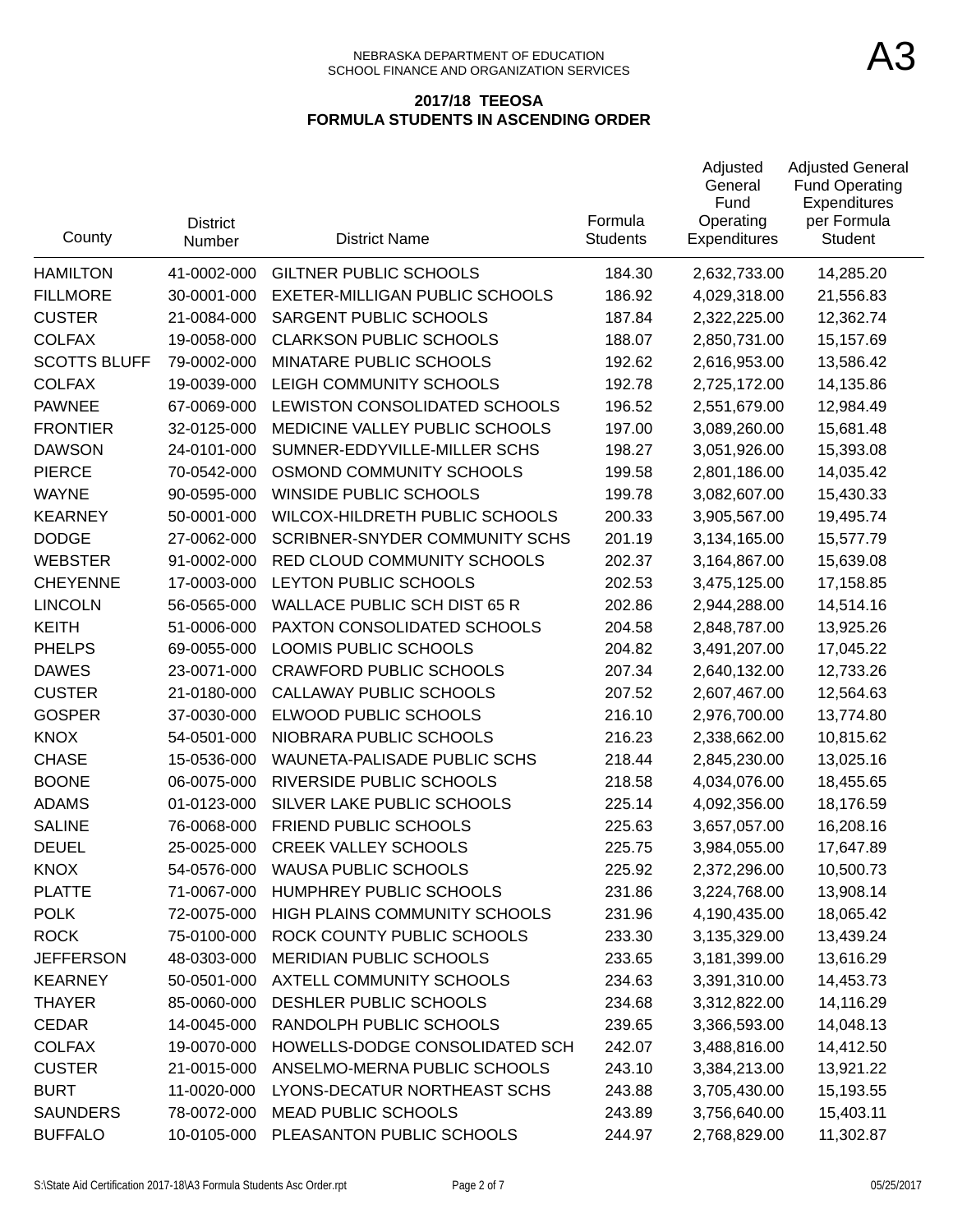NEBRASKA DEPARTMENT OF EDUCATION
SCHOOL FINANCE AND ORGANIZATION SERVICES

A3

**2017/18 TEEOSA**
**FORMULA STUDENTS IN ASCENDING ORDER**

| County | District Number | District Name | Formula Students | Adjusted General Fund Operating Expenditures | Adjusted General Fund Operating Expenditures per Formula Student |
|---|---|---|---|---|---|
| HAMILTON | 41-0002-000 | GILTNER PUBLIC SCHOOLS | 184.30 | 2,632,733.00 | 14,285.20 |
| FILLMORE | 30-0001-000 | EXETER-MILLIGAN PUBLIC SCHOOLS | 186.92 | 4,029,318.00 | 21,556.83 |
| CUSTER | 21-0084-000 | SARGENT PUBLIC SCHOOLS | 187.84 | 2,322,225.00 | 12,362.74 |
| COLFAX | 19-0058-000 | CLARKSON PUBLIC SCHOOLS | 188.07 | 2,850,731.00 | 15,157.69 |
| SCOTTS BLUFF | 79-0002-000 | MINATARE PUBLIC SCHOOLS | 192.62 | 2,616,953.00 | 13,586.42 |
| COLFAX | 19-0039-000 | LEIGH COMMUNITY SCHOOLS | 192.78 | 2,725,172.00 | 14,135.86 |
| PAWNEE | 67-0069-000 | LEWISTON CONSOLIDATED SCHOOLS | 196.52 | 2,551,679.00 | 12,984.49 |
| FRONTIER | 32-0125-000 | MEDICINE VALLEY PUBLIC SCHOOLS | 197.00 | 3,089,260.00 | 15,681.48 |
| DAWSON | 24-0101-000 | SUMNER-EDDYVILLE-MILLER SCHS | 198.27 | 3,051,926.00 | 15,393.08 |
| PIERCE | 70-0542-000 | OSMOND COMMUNITY SCHOOLS | 199.58 | 2,801,186.00 | 14,035.42 |
| WAYNE | 90-0595-000 | WINSIDE PUBLIC SCHOOLS | 199.78 | 3,082,607.00 | 15,430.33 |
| KEARNEY | 50-0001-000 | WILCOX-HILDRETH PUBLIC SCHOOLS | 200.33 | 3,905,567.00 | 19,495.74 |
| DODGE | 27-0062-000 | SCRIBNER-SNYDER COMMUNITY SCHS | 201.19 | 3,134,165.00 | 15,577.79 |
| WEBSTER | 91-0002-000 | RED CLOUD COMMUNITY SCHOOLS | 202.37 | 3,164,867.00 | 15,639.08 |
| CHEYENNE | 17-0003-000 | LEYTON PUBLIC SCHOOLS | 202.53 | 3,475,125.00 | 17,158.85 |
| LINCOLN | 56-0565-000 | WALLACE PUBLIC SCH DIST 65 R | 202.86 | 2,944,288.00 | 14,514.16 |
| KEITH | 51-0006-000 | PAXTON CONSOLIDATED SCHOOLS | 204.58 | 2,848,787.00 | 13,925.26 |
| PHELPS | 69-0055-000 | LOOMIS PUBLIC SCHOOLS | 204.82 | 3,491,207.00 | 17,045.22 |
| DAWES | 23-0071-000 | CRAWFORD PUBLIC SCHOOLS | 207.34 | 2,640,132.00 | 12,733.26 |
| CUSTER | 21-0180-000 | CALLAWAY PUBLIC SCHOOLS | 207.52 | 2,607,467.00 | 12,564.63 |
| GOSPER | 37-0030-000 | ELWOOD PUBLIC SCHOOLS | 216.10 | 2,976,700.00 | 13,774.80 |
| KNOX | 54-0501-000 | NIOBRARA PUBLIC SCHOOLS | 216.23 | 2,338,662.00 | 10,815.62 |
| CHASE | 15-0536-000 | WAUNETA-PALISADE PUBLIC SCHS | 218.44 | 2,845,230.00 | 13,025.16 |
| BOONE | 06-0075-000 | RIVERSIDE PUBLIC SCHOOLS | 218.58 | 4,034,076.00 | 18,455.65 |
| ADAMS | 01-0123-000 | SILVER LAKE PUBLIC SCHOOLS | 225.14 | 4,092,356.00 | 18,176.59 |
| SALINE | 76-0068-000 | FRIEND PUBLIC SCHOOLS | 225.63 | 3,657,057.00 | 16,208.16 |
| DEUEL | 25-0025-000 | CREEK VALLEY SCHOOLS | 225.75 | 3,984,055.00 | 17,647.89 |
| KNOX | 54-0576-000 | WAUSA PUBLIC SCHOOLS | 225.92 | 2,372,296.00 | 10,500.73 |
| PLATTE | 71-0067-000 | HUMPHREY PUBLIC SCHOOLS | 231.86 | 3,224,768.00 | 13,908.14 |
| POLK | 72-0075-000 | HIGH PLAINS COMMUNITY SCHOOLS | 231.96 | 4,190,435.00 | 18,065.42 |
| ROCK | 75-0100-000 | ROCK COUNTY PUBLIC SCHOOLS | 233.30 | 3,135,329.00 | 13,439.24 |
| JEFFERSON | 48-0303-000 | MERIDIAN PUBLIC SCHOOLS | 233.65 | 3,181,399.00 | 13,616.29 |
| KEARNEY | 50-0501-000 | AXTELL COMMUNITY SCHOOLS | 234.63 | 3,391,310.00 | 14,453.73 |
| THAYER | 85-0060-000 | DESHLER PUBLIC SCHOOLS | 234.68 | 3,312,822.00 | 14,116.29 |
| CEDAR | 14-0045-000 | RANDOLPH PUBLIC SCHOOLS | 239.65 | 3,366,593.00 | 14,048.13 |
| COLFAX | 19-0070-000 | HOWELLS-DODGE CONSOLIDATED SCH | 242.07 | 3,488,816.00 | 14,412.50 |
| CUSTER | 21-0015-000 | ANSELMO-MERNA PUBLIC SCHOOLS | 243.10 | 3,384,213.00 | 13,921.22 |
| BURT | 11-0020-000 | LYONS-DECATUR NORTHEAST SCHS | 243.88 | 3,705,430.00 | 15,193.55 |
| SAUNDERS | 78-0072-000 | MEAD PUBLIC SCHOOLS | 243.89 | 3,756,640.00 | 15,403.11 |
| BUFFALO | 10-0105-000 | PLEASANTON PUBLIC SCHOOLS | 244.97 | 2,768,829.00 | 11,302.87 |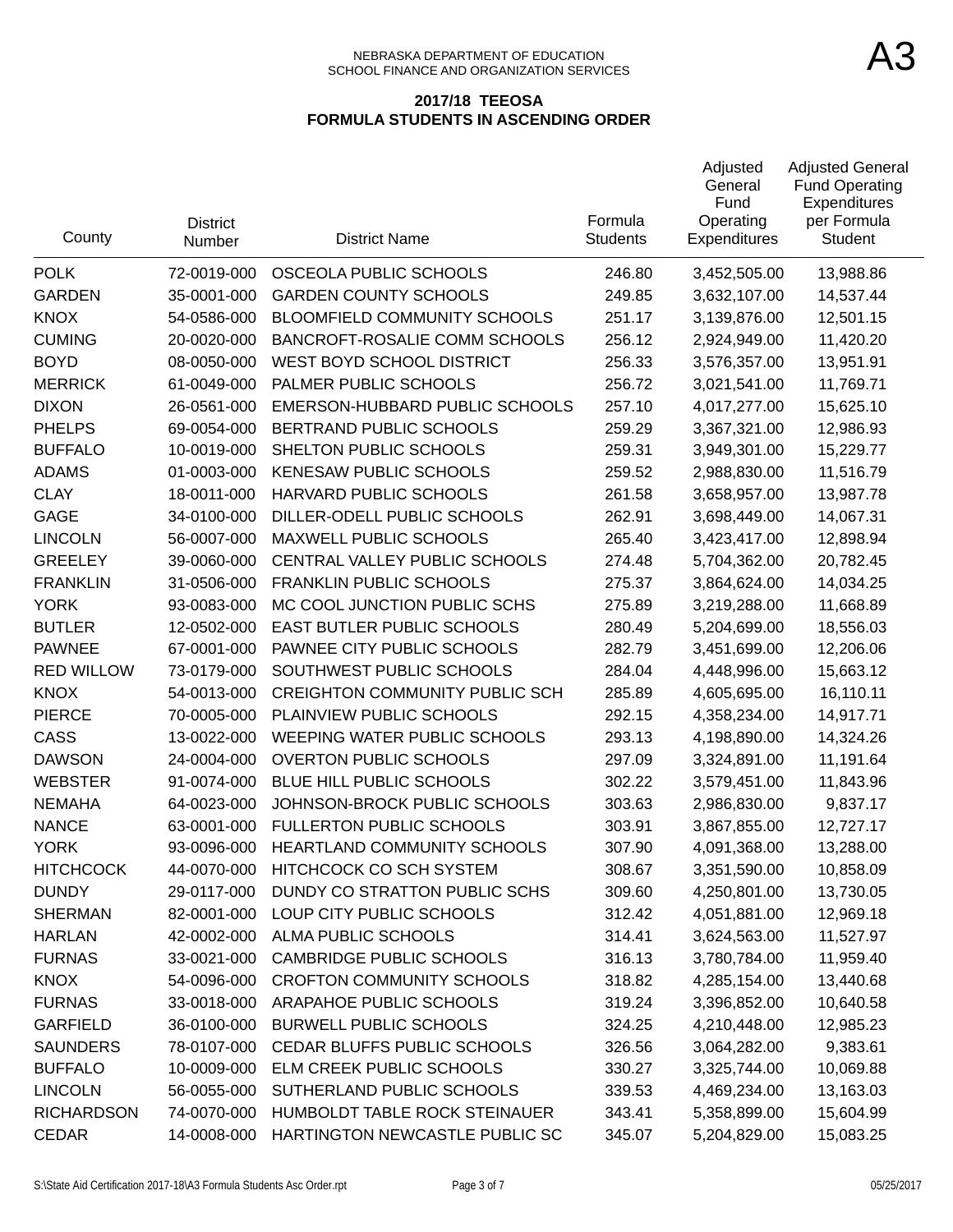NEBRASKA DEPARTMENT OF EDUCATION
SCHOOL FINANCE AND ORGANIZATION SERVICES

# A3

## 2017/18 TEEOSA
## FORMULA STUDENTS IN ASCENDING ORDER

| County | District Number | District Name | Formula Students | Adjusted General Fund Operating Expenditures | Adjusted General Fund Operating Expenditures per Formula Student |
|---|---|---|---|---|---|
| POLK | 72-0019-000 | OSCEOLA PUBLIC SCHOOLS | 246.80 | 3,452,505.00 | 13,988.86 |
| GARDEN | 35-0001-000 | GARDEN COUNTY SCHOOLS | 249.85 | 3,632,107.00 | 14,537.44 |
| KNOX | 54-0586-000 | BLOOMFIELD COMMUNITY SCHOOLS | 251.17 | 3,139,876.00 | 12,501.15 |
| CUMING | 20-0020-000 | BANCROFT-ROSALIE COMM SCHOOLS | 256.12 | 2,924,949.00 | 11,420.20 |
| BOYD | 08-0050-000 | WEST BOYD SCHOOL DISTRICT | 256.33 | 3,576,357.00 | 13,951.91 |
| MERRICK | 61-0049-000 | PALMER PUBLIC SCHOOLS | 256.72 | 3,021,541.00 | 11,769.71 |
| DIXON | 26-0561-000 | EMERSON-HUBBARD PUBLIC SCHOOLS | 257.10 | 4,017,277.00 | 15,625.10 |
| PHELPS | 69-0054-000 | BERTRAND PUBLIC SCHOOLS | 259.29 | 3,367,321.00 | 12,986.93 |
| BUFFALO | 10-0019-000 | SHELTON PUBLIC SCHOOLS | 259.31 | 3,949,301.00 | 15,229.77 |
| ADAMS | 01-0003-000 | KENESAW PUBLIC SCHOOLS | 259.52 | 2,988,830.00 | 11,516.79 |
| CLAY | 18-0011-000 | HARVARD PUBLIC SCHOOLS | 261.58 | 3,658,957.00 | 13,987.78 |
| GAGE | 34-0100-000 | DILLER-ODELL PUBLIC SCHOOLS | 262.91 | 3,698,449.00 | 14,067.31 |
| LINCOLN | 56-0007-000 | MAXWELL PUBLIC SCHOOLS | 265.40 | 3,423,417.00 | 12,898.94 |
| GREELEY | 39-0060-000 | CENTRAL VALLEY PUBLIC SCHOOLS | 274.48 | 5,704,362.00 | 20,782.45 |
| FRANKLIN | 31-0506-000 | FRANKLIN PUBLIC SCHOOLS | 275.37 | 3,864,624.00 | 14,034.25 |
| YORK | 93-0083-000 | MC COOL JUNCTION PUBLIC SCHS | 275.89 | 3,219,288.00 | 11,668.89 |
| BUTLER | 12-0502-000 | EAST BUTLER PUBLIC SCHOOLS | 280.49 | 5,204,699.00 | 18,556.03 |
| PAWNEE | 67-0001-000 | PAWNEE CITY PUBLIC SCHOOLS | 282.79 | 3,451,699.00 | 12,206.06 |
| RED WILLOW | 73-0179-000 | SOUTHWEST PUBLIC SCHOOLS | 284.04 | 4,448,996.00 | 15,663.12 |
| KNOX | 54-0013-000 | CREIGHTON COMMUNITY PUBLIC SCH | 285.89 | 4,605,695.00 | 16,110.11 |
| PIERCE | 70-0005-000 | PLAINVIEW PUBLIC SCHOOLS | 292.15 | 4,358,234.00 | 14,917.71 |
| CASS | 13-0022-000 | WEEPING WATER PUBLIC SCHOOLS | 293.13 | 4,198,890.00 | 14,324.26 |
| DAWSON | 24-0004-000 | OVERTON PUBLIC SCHOOLS | 297.09 | 3,324,891.00 | 11,191.64 |
| WEBSTER | 91-0074-000 | BLUE HILL PUBLIC SCHOOLS | 302.22 | 3,579,451.00 | 11,843.96 |
| NEMAHA | 64-0023-000 | JOHNSON-BROCK PUBLIC SCHOOLS | 303.63 | 2,986,830.00 | 9,837.17 |
| NANCE | 63-0001-000 | FULLERTON PUBLIC SCHOOLS | 303.91 | 3,867,855.00 | 12,727.17 |
| YORK | 93-0096-000 | HEARTLAND COMMUNITY SCHOOLS | 307.90 | 4,091,368.00 | 13,288.00 |
| HITCHCOCK | 44-0070-000 | HITCHCOCK CO SCH SYSTEM | 308.67 | 3,351,590.00 | 10,858.09 |
| DUNDY | 29-0117-000 | DUNDY CO STRATTON PUBLIC SCHS | 309.60 | 4,250,801.00 | 13,730.05 |
| SHERMAN | 82-0001-000 | LOUP CITY PUBLIC SCHOOLS | 312.42 | 4,051,881.00 | 12,969.18 |
| HARLAN | 42-0002-000 | ALMA PUBLIC SCHOOLS | 314.41 | 3,624,563.00 | 11,527.97 |
| FURNAS | 33-0021-000 | CAMBRIDGE PUBLIC SCHOOLS | 316.13 | 3,780,784.00 | 11,959.40 |
| KNOX | 54-0096-000 | CROFTON COMMUNITY SCHOOLS | 318.82 | 4,285,154.00 | 13,440.68 |
| FURNAS | 33-0018-000 | ARAPAHOE PUBLIC SCHOOLS | 319.24 | 3,396,852.00 | 10,640.58 |
| GARFIELD | 36-0100-000 | BURWELL PUBLIC SCHOOLS | 324.25 | 4,210,448.00 | 12,985.23 |
| SAUNDERS | 78-0107-000 | CEDAR BLUFFS PUBLIC SCHOOLS | 326.56 | 3,064,282.00 | 9,383.61 |
| BUFFALO | 10-0009-000 | ELM CREEK PUBLIC SCHOOLS | 330.27 | 3,325,744.00 | 10,069.88 |
| LINCOLN | 56-0055-000 | SUTHERLAND PUBLIC SCHOOLS | 339.53 | 4,469,234.00 | 13,163.03 |
| RICHARDSON | 74-0070-000 | HUMBOLDT TABLE ROCK STEINAUER | 343.41 | 5,358,899.00 | 15,604.99 |
| CEDAR | 14-0008-000 | HARTINGTON NEWCASTLE PUBLIC SC | 345.07 | 5,204,829.00 | 15,083.25 |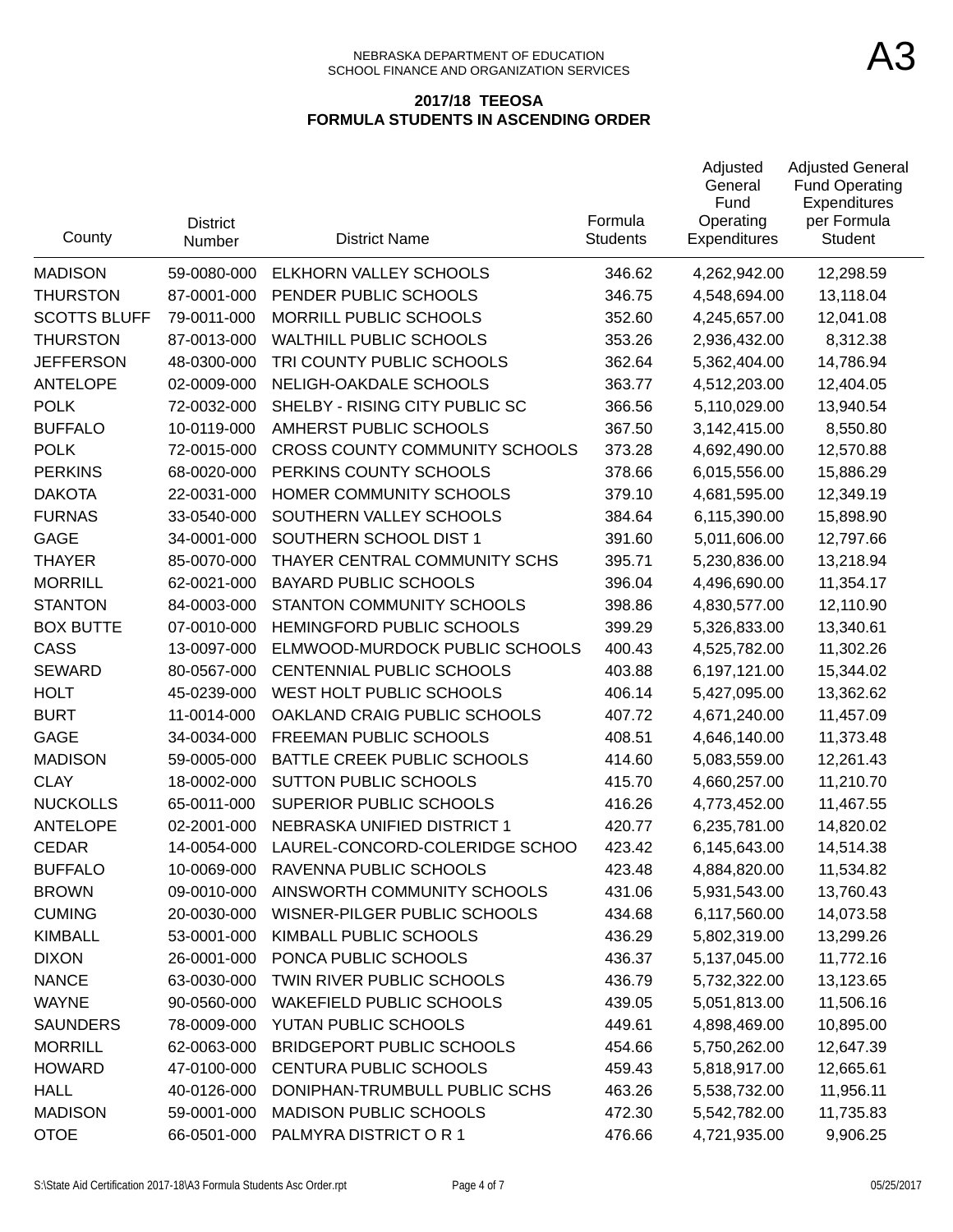NEBRASKA DEPARTMENT OF EDUCATION
SCHOOL FINANCE AND ORGANIZATION SERVICES

A3

## 2017/18 TEEOSA
## FORMULA STUDENTS IN ASCENDING ORDER

| County | District Number | District Name | Formula Students | Adjusted General Fund Operating Expenditures | Adjusted General Fund Operating Expenditures per Formula Student |
|---|---|---|---|---|---|
| MADISON | 59-0080-000 | ELKHORN VALLEY SCHOOLS | 346.62 | 4,262,942.00 | 12,298.59 |
| THURSTON | 87-0001-000 | PENDER PUBLIC SCHOOLS | 346.75 | 4,548,694.00 | 13,118.04 |
| SCOTTS BLUFF | 79-0011-000 | MORRILL PUBLIC SCHOOLS | 352.60 | 4,245,657.00 | 12,041.08 |
| THURSTON | 87-0013-000 | WALTHILL PUBLIC SCHOOLS | 353.26 | 2,936,432.00 | 8,312.38 |
| JEFFERSON | 48-0300-000 | TRI COUNTY PUBLIC SCHOOLS | 362.64 | 5,362,404.00 | 14,786.94 |
| ANTELOPE | 02-0009-000 | NELIGH-OAKDALE SCHOOLS | 363.77 | 4,512,203.00 | 12,404.05 |
| POLK | 72-0032-000 | SHELBY - RISING CITY PUBLIC SC | 366.56 | 5,110,029.00 | 13,940.54 |
| BUFFALO | 10-0119-000 | AMHERST PUBLIC SCHOOLS | 367.50 | 3,142,415.00 | 8,550.80 |
| POLK | 72-0015-000 | CROSS COUNTY COMMUNITY SCHOOLS | 373.28 | 4,692,490.00 | 12,570.88 |
| PERKINS | 68-0020-000 | PERKINS COUNTY SCHOOLS | 378.66 | 6,015,556.00 | 15,886.29 |
| DAKOTA | 22-0031-000 | HOMER COMMUNITY SCHOOLS | 379.10 | 4,681,595.00 | 12,349.19 |
| FURNAS | 33-0540-000 | SOUTHERN VALLEY SCHOOLS | 384.64 | 6,115,390.00 | 15,898.90 |
| GAGE | 34-0001-000 | SOUTHERN SCHOOL DIST 1 | 391.60 | 5,011,606.00 | 12,797.66 |
| THAYER | 85-0070-000 | THAYER CENTRAL COMMUNITY SCHS | 395.71 | 5,230,836.00 | 13,218.94 |
| MORRILL | 62-0021-000 | BAYARD PUBLIC SCHOOLS | 396.04 | 4,496,690.00 | 11,354.17 |
| STANTON | 84-0003-000 | STANTON COMMUNITY SCHOOLS | 398.86 | 4,830,577.00 | 12,110.90 |
| BOX BUTTE | 07-0010-000 | HEMINGFORD PUBLIC SCHOOLS | 399.29 | 5,326,833.00 | 13,340.61 |
| CASS | 13-0097-000 | ELMWOOD-MURDOCK PUBLIC SCHOOLS | 400.43 | 4,525,782.00 | 11,302.26 |
| SEWARD | 80-0567-000 | CENTENNIAL PUBLIC SCHOOLS | 403.88 | 6,197,121.00 | 15,344.02 |
| HOLT | 45-0239-000 | WEST HOLT PUBLIC SCHOOLS | 406.14 | 5,427,095.00 | 13,362.62 |
| BURT | 11-0014-000 | OAKLAND CRAIG PUBLIC SCHOOLS | 407.72 | 4,671,240.00 | 11,457.09 |
| GAGE | 34-0034-000 | FREEMAN PUBLIC SCHOOLS | 408.51 | 4,646,140.00 | 11,373.48 |
| MADISON | 59-0005-000 | BATTLE CREEK PUBLIC SCHOOLS | 414.60 | 5,083,559.00 | 12,261.43 |
| CLAY | 18-0002-000 | SUTTON PUBLIC SCHOOLS | 415.70 | 4,660,257.00 | 11,210.70 |
| NUCKOLLS | 65-0011-000 | SUPERIOR PUBLIC SCHOOLS | 416.26 | 4,773,452.00 | 11,467.55 |
| ANTELOPE | 02-2001-000 | NEBRASKA UNIFIED DISTRICT 1 | 420.77 | 6,235,781.00 | 14,820.02 |
| CEDAR | 14-0054-000 | LAUREL-CONCORD-COLERIDGE SCHOO | 423.42 | 6,145,643.00 | 14,514.38 |
| BUFFALO | 10-0069-000 | RAVENNA PUBLIC SCHOOLS | 423.48 | 4,884,820.00 | 11,534.82 |
| BROWN | 09-0010-000 | AINSWORTH COMMUNITY SCHOOLS | 431.06 | 5,931,543.00 | 13,760.43 |
| CUMING | 20-0030-000 | WISNER-PILGER PUBLIC SCHOOLS | 434.68 | 6,117,560.00 | 14,073.58 |
| KIMBALL | 53-0001-000 | KIMBALL PUBLIC SCHOOLS | 436.29 | 5,802,319.00 | 13,299.26 |
| DIXON | 26-0001-000 | PONCA PUBLIC SCHOOLS | 436.37 | 5,137,045.00 | 11,772.16 |
| NANCE | 63-0030-000 | TWIN RIVER PUBLIC SCHOOLS | 436.79 | 5,732,322.00 | 13,123.65 |
| WAYNE | 90-0560-000 | WAKEFIELD PUBLIC SCHOOLS | 439.05 | 5,051,813.00 | 11,506.16 |
| SAUNDERS | 78-0009-000 | YUTAN PUBLIC SCHOOLS | 449.61 | 4,898,469.00 | 10,895.00 |
| MORRILL | 62-0063-000 | BRIDGEPORT PUBLIC SCHOOLS | 454.66 | 5,750,262.00 | 12,647.39 |
| HOWARD | 47-0100-000 | CENTURA PUBLIC SCHOOLS | 459.43 | 5,818,917.00 | 12,665.61 |
| HALL | 40-0126-000 | DONIPHAN-TRUMBULL PUBLIC SCHS | 463.26 | 5,538,732.00 | 11,956.11 |
| MADISON | 59-0001-000 | MADISON PUBLIC SCHOOLS | 472.30 | 5,542,782.00 | 11,735.83 |
| OTOE | 66-0501-000 | PALMYRA DISTRICT O R 1 | 476.66 | 4,721,935.00 | 9,906.25 |

S:\State Aid Certification 2017-18\A3 Formula Students Asc Order.rpt 05/25/2017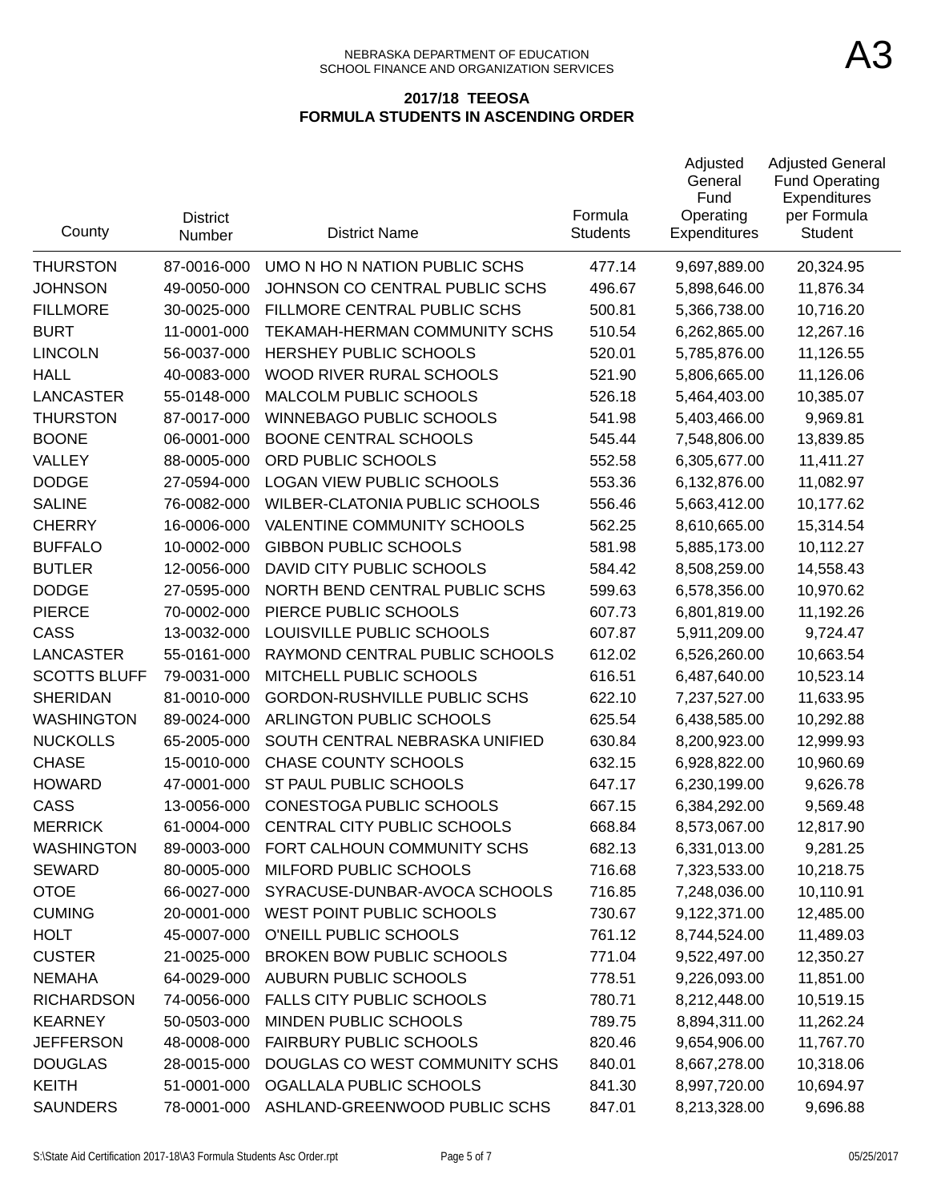NEBRASKA DEPARTMENT OF EDUCATION
SCHOOL FINANCE AND ORGANIZATION SERVICES

A3

**2017/18 TEEOSA**
**FORMULA STUDENTS IN ASCENDING ORDER**

| County | District Number | District Name | Formula Students | Adjusted General Fund Operating Expenditures | Adjusted General Fund Operating Expenditures per Formula Student |
|---|---|---|---|---|---|
| THURSTON | 87-0016-000 | UMO N HO N NATION PUBLIC SCHS | 477.14 | 9,697,889.00 | 20,324.95 |
| JOHNSON | 49-0050-000 | JOHNSON CO CENTRAL PUBLIC SCHS | 496.67 | 5,898,646.00 | 11,876.34 |
| FILLMORE | 30-0025-000 | FILLMORE CENTRAL PUBLIC SCHS | 500.81 | 5,366,738.00 | 10,716.20 |
| BURT | 11-0001-000 | TEKAMAH-HERMAN COMMUNITY SCHS | 510.54 | 6,262,865.00 | 12,267.16 |
| LINCOLN | 56-0037-000 | HERSHEY PUBLIC SCHOOLS | 520.01 | 5,785,876.00 | 11,126.55 |
| HALL | 40-0083-000 | WOOD RIVER RURAL SCHOOLS | 521.90 | 5,806,665.00 | 11,126.06 |
| LANCASTER | 55-0148-000 | MALCOLM PUBLIC SCHOOLS | 526.18 | 5,464,403.00 | 10,385.07 |
| THURSTON | 87-0017-000 | WINNEBAGO PUBLIC SCHOOLS | 541.98 | 5,403,466.00 | 9,969.81 |
| BOONE | 06-0001-000 | BOONE CENTRAL SCHOOLS | 545.44 | 7,548,806.00 | 13,839.85 |
| VALLEY | 88-0005-000 | ORD PUBLIC SCHOOLS | 552.58 | 6,305,677.00 | 11,411.27 |
| DODGE | 27-0594-000 | LOGAN VIEW PUBLIC SCHOOLS | 553.36 | 6,132,876.00 | 11,082.97 |
| SALINE | 76-0082-000 | WILBER-CLATONIA PUBLIC SCHOOLS | 556.46 | 5,663,412.00 | 10,177.62 |
| CHERRY | 16-0006-000 | VALENTINE COMMUNITY SCHOOLS | 562.25 | 8,610,665.00 | 15,314.54 |
| BUFFALO | 10-0002-000 | GIBBON PUBLIC SCHOOLS | 581.98 | 5,885,173.00 | 10,112.27 |
| BUTLER | 12-0056-000 | DAVID CITY PUBLIC SCHOOLS | 584.42 | 8,508,259.00 | 14,558.43 |
| DODGE | 27-0595-000 | NORTH BEND CENTRAL PUBLIC SCHS | 599.63 | 6,578,356.00 | 10,970.62 |
| PIERCE | 70-0002-000 | PIERCE PUBLIC SCHOOLS | 607.73 | 6,801,819.00 | 11,192.26 |
| CASS | 13-0032-000 | LOUISVILLE PUBLIC SCHOOLS | 607.87 | 5,911,209.00 | 9,724.47 |
| LANCASTER | 55-0161-000 | RAYMOND CENTRAL PUBLIC SCHOOLS | 612.02 | 6,526,260.00 | 10,663.54 |
| SCOTTS BLUFF | 79-0031-000 | MITCHELL PUBLIC SCHOOLS | 616.51 | 6,487,640.00 | 10,523.14 |
| SHERIDAN | 81-0010-000 | GORDON-RUSHVILLE PUBLIC SCHS | 622.10 | 7,237,527.00 | 11,633.95 |
| WASHINGTON | 89-0024-000 | ARLINGTON PUBLIC SCHOOLS | 625.54 | 6,438,585.00 | 10,292.88 |
| NUCKOLLS | 65-2005-000 | SOUTH CENTRAL NEBRASKA UNIFIED | 630.84 | 8,200,923.00 | 12,999.93 |
| CHASE | 15-0010-000 | CHASE COUNTY SCHOOLS | 632.15 | 6,928,822.00 | 10,960.69 |
| HOWARD | 47-0001-000 | ST PAUL PUBLIC SCHOOLS | 647.17 | 6,230,199.00 | 9,626.78 |
| CASS | 13-0056-000 | CONESTOGA PUBLIC SCHOOLS | 667.15 | 6,384,292.00 | 9,569.48 |
| MERRICK | 61-0004-000 | CENTRAL CITY PUBLIC SCHOOLS | 668.84 | 8,573,067.00 | 12,817.90 |
| WASHINGTON | 89-0003-000 | FORT CALHOUN COMMUNITY SCHS | 682.13 | 6,331,013.00 | 9,281.25 |
| SEWARD | 80-0005-000 | MILFORD PUBLIC SCHOOLS | 716.68 | 7,323,533.00 | 10,218.75 |
| OTOE | 66-0027-000 | SYRACUSE-DUNBAR-AVOCA SCHOOLS | 716.85 | 7,248,036.00 | 10,110.91 |
| CUMING | 20-0001-000 | WEST POINT PUBLIC SCHOOLS | 730.67 | 9,122,371.00 | 12,485.00 |
| HOLT | 45-0007-000 | O'NEILL PUBLIC SCHOOLS | 761.12 | 8,744,524.00 | 11,489.03 |
| CUSTER | 21-0025-000 | BROKEN BOW PUBLIC SCHOOLS | 771.04 | 9,522,497.00 | 12,350.27 |
| NEMAHA | 64-0029-000 | AUBURN PUBLIC SCHOOLS | 778.51 | 9,226,093.00 | 11,851.00 |
| RICHARDSON | 74-0056-000 | FALLS CITY PUBLIC SCHOOLS | 780.71 | 8,212,448.00 | 10,519.15 |
| KEARNEY | 50-0503-000 | MINDEN PUBLIC SCHOOLS | 789.75 | 8,894,311.00 | 11,262.24 |
| JEFFERSON | 48-0008-000 | FAIRBURY PUBLIC SCHOOLS | 820.46 | 9,654,906.00 | 11,767.70 |
| DOUGLAS | 28-0015-000 | DOUGLAS CO WEST COMMUNITY SCHS | 840.01 | 8,667,278.00 | 10,318.06 |
| KEITH | 51-0001-000 | OGALLALA PUBLIC SCHOOLS | 841.30 | 8,997,720.00 | 10,694.97 |
| SAUNDERS | 78-0001-000 | ASHLAND-GREENWOOD PUBLIC SCHS | 847.01 | 8,213,328.00 | 9,696.88 |

S:\State Aid Certification 2017-18\A3 Formula Students Asc Order.rpt 05/25/2017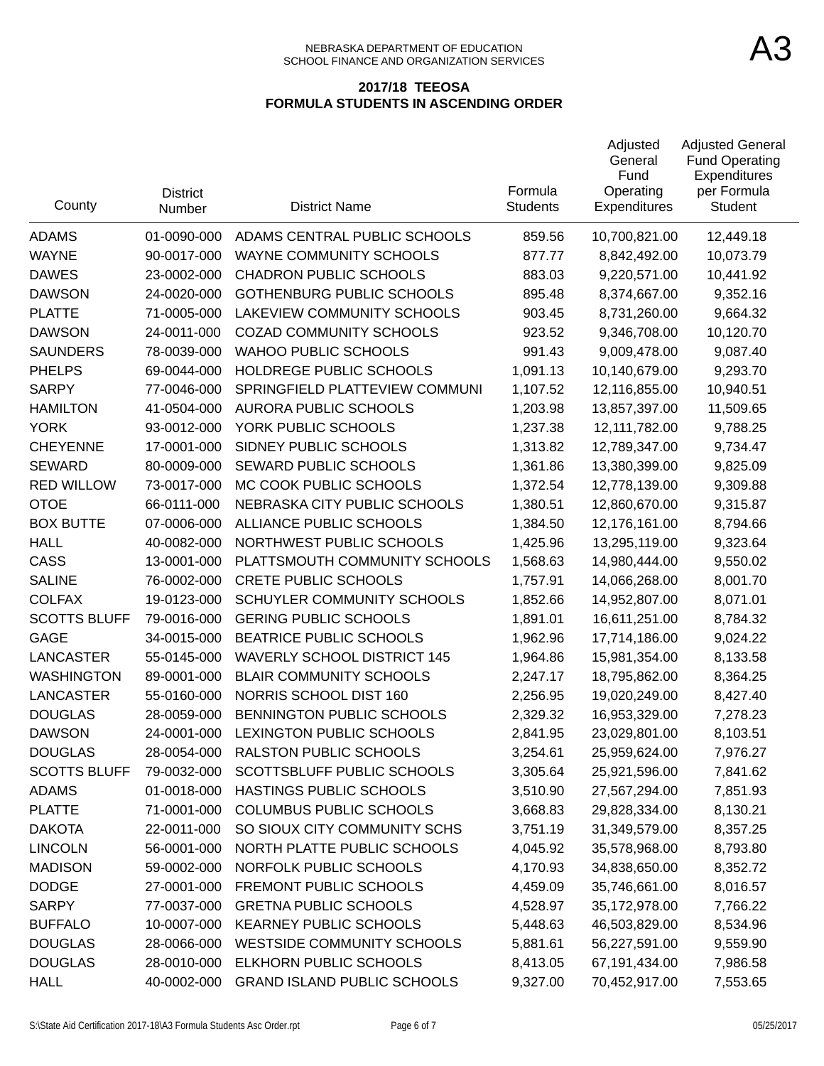NEBRASKA DEPARTMENT OF EDUCATION
SCHOOL FINANCE AND ORGANIZATION SERVICES

A3

## 2017/18 TEEOSA
## FORMULA STUDENTS IN ASCENDING ORDER

| County | District Number | District Name | Formula Students | Adjusted General Fund Operating Expenditures | Adjusted General Fund Operating Expenditures per Formula Student |
|---|---|---|---|---|---|
| ADAMS | 01-0090-000 | ADAMS CENTRAL PUBLIC SCHOOLS | 859.56 | 10,700,821.00 | 12,449.18 |
| WAYNE | 90-0017-000 | WAYNE COMMUNITY SCHOOLS | 877.77 | 8,842,492.00 | 10,073.79 |
| DAWES | 23-0002-000 | CHADRON PUBLIC SCHOOLS | 883.03 | 9,220,571.00 | 10,441.92 |
| DAWSON | 24-0020-000 | GOTHENBURG PUBLIC SCHOOLS | 895.48 | 8,374,667.00 | 9,352.16 |
| PLATTE | 71-0005-000 | LAKEVIEW COMMUNITY SCHOOLS | 903.45 | 8,731,260.00 | 9,664.32 |
| DAWSON | 24-0011-000 | COZAD COMMUNITY SCHOOLS | 923.52 | 9,346,708.00 | 10,120.70 |
| SAUNDERS | 78-0039-000 | WAHOO PUBLIC SCHOOLS | 991.43 | 9,009,478.00 | 9,087.40 |
| PHELPS | 69-0044-000 | HOLDREGE PUBLIC SCHOOLS | 1,091.13 | 10,140,679.00 | 9,293.70 |
| SARPY | 77-0046-000 | SPRINGFIELD PLATTEVIEW COMMUNI | 1,107.52 | 12,116,855.00 | 10,940.51 |
| HAMILTON | 41-0504-000 | AURORA PUBLIC SCHOOLS | 1,203.98 | 13,857,397.00 | 11,509.65 |
| YORK | 93-0012-000 | YORK PUBLIC SCHOOLS | 1,237.38 | 12,111,782.00 | 9,788.25 |
| CHEYENNE | 17-0001-000 | SIDNEY PUBLIC SCHOOLS | 1,313.82 | 12,789,347.00 | 9,734.47 |
| SEWARD | 80-0009-000 | SEWARD PUBLIC SCHOOLS | 1,361.86 | 13,380,399.00 | 9,825.09 |
| RED WILLOW | 73-0017-000 | MC COOK PUBLIC SCHOOLS | 1,372.54 | 12,778,139.00 | 9,309.88 |
| OTOE | 66-0111-000 | NEBRASKA CITY PUBLIC SCHOOLS | 1,380.51 | 12,860,670.00 | 9,315.87 |
| BOX BUTTE | 07-0006-000 | ALLIANCE PUBLIC SCHOOLS | 1,384.50 | 12,176,161.00 | 8,794.66 |
| HALL | 40-0082-000 | NORTHWEST PUBLIC SCHOOLS | 1,425.96 | 13,295,119.00 | 9,323.64 |
| CASS | 13-0001-000 | PLATTSMOUTH COMMUNITY SCHOOLS | 1,568.63 | 14,980,444.00 | 9,550.02 |
| SALINE | 76-0002-000 | CRETE PUBLIC SCHOOLS | 1,757.91 | 14,066,268.00 | 8,001.70 |
| COLFAX | 19-0123-000 | SCHUYLER COMMUNITY SCHOOLS | 1,852.66 | 14,952,807.00 | 8,071.01 |
| SCOTTS BLUFF | 79-0016-000 | GERING PUBLIC SCHOOLS | 1,891.01 | 16,611,251.00 | 8,784.32 |
| GAGE | 34-0015-000 | BEATRICE PUBLIC SCHOOLS | 1,962.96 | 17,714,186.00 | 9,024.22 |
| LANCASTER | 55-0145-000 | WAVERLY SCHOOL DISTRICT 145 | 1,964.86 | 15,981,354.00 | 8,133.58 |
| WASHINGTON | 89-0001-000 | BLAIR COMMUNITY SCHOOLS | 2,247.17 | 18,795,862.00 | 8,364.25 |
| LANCASTER | 55-0160-000 | NORRIS SCHOOL DIST 160 | 2,256.95 | 19,020,249.00 | 8,427.40 |
| DOUGLAS | 28-0059-000 | BENNINGTON PUBLIC SCHOOLS | 2,329.32 | 16,953,329.00 | 7,278.23 |
| DAWSON | 24-0001-000 | LEXINGTON PUBLIC SCHOOLS | 2,841.95 | 23,029,801.00 | 8,103.51 |
| DOUGLAS | 28-0054-000 | RALSTON PUBLIC SCHOOLS | 3,254.61 | 25,959,624.00 | 7,976.27 |
| SCOTTS BLUFF | 79-0032-000 | SCOTTSBLUFF PUBLIC SCHOOLS | 3,305.64 | 25,921,596.00 | 7,841.62 |
| ADAMS | 01-0018-000 | HASTINGS PUBLIC SCHOOLS | 3,510.90 | 27,567,294.00 | 7,851.93 |
| PLATTE | 71-0001-000 | COLUMBUS PUBLIC SCHOOLS | 3,668.83 | 29,828,334.00 | 8,130.21 |
| DAKOTA | 22-0011-000 | SO SIOUX CITY COMMUNITY SCHS | 3,751.19 | 31,349,579.00 | 8,357.25 |
| LINCOLN | 56-0001-000 | NORTH PLATTE PUBLIC SCHOOLS | 4,045.92 | 35,578,968.00 | 8,793.80 |
| MADISON | 59-0002-000 | NORFOLK PUBLIC SCHOOLS | 4,170.93 | 34,838,650.00 | 8,352.72 |
| DODGE | 27-0001-000 | FREMONT PUBLIC SCHOOLS | 4,459.09 | 35,746,661.00 | 8,016.57 |
| SARPY | 77-0037-000 | GRETNA PUBLIC SCHOOLS | 4,528.97 | 35,172,978.00 | 7,766.22 |
| BUFFALO | 10-0007-000 | KEARNEY PUBLIC SCHOOLS | 5,448.63 | 46,503,829.00 | 8,534.96 |
| DOUGLAS | 28-0066-000 | WESTSIDE COMMUNITY SCHOOLS | 5,881.61 | 56,227,591.00 | 9,559.90 |
| DOUGLAS | 28-0010-000 | ELKHORN PUBLIC SCHOOLS | 8,413.05 | 67,191,434.00 | 7,986.58 |
| HALL | 40-0002-000 | GRAND ISLAND PUBLIC SCHOOLS | 9,327.00 | 70,452,917.00 | 7,553.65 |

S:\State Aid Certification 2017-18\A3 Formula Students Asc Order.rpt 05/25/2017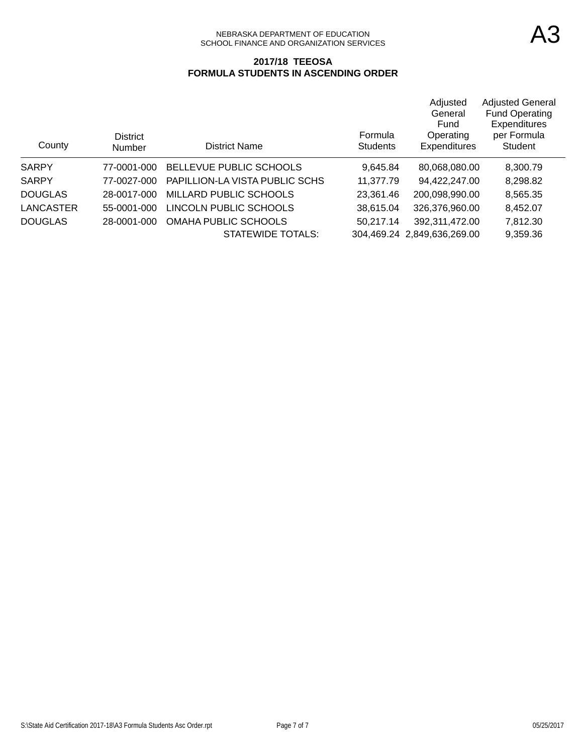NEBRASKA DEPARTMENT OF EDUCATION
SCHOOL FINANCE AND ORGANIZATION SERVICES

A3

**2017/18 TEEOSA**
**FORMULA STUDENTS IN ASCENDING ORDER**

| County | District Number | District Name | Formula Students | Adjusted General Fund Operating Expenditures | Adjusted General Fund Operating Expenditures per Formula Student |
|---|---|---|---|---|---|
| SARPY | 77-0001-000 | BELLEVUE PUBLIC SCHOOLS | 9,645.84 | 80,068,080.00 | 8,300.79 |
| SARPY | 77-0027-000 | PAPILLION-LA VISTA PUBLIC SCHS | 11,377.79 | 94,422,247.00 | 8,298.82 |
| DOUGLAS | 28-0017-000 | MILLARD PUBLIC SCHOOLS | 23,361.46 | 200,098,990.00 | 8,565.35 |
| LANCASTER | 55-0001-000 | LINCOLN PUBLIC SCHOOLS | 38,615.04 | 326,376,960.00 | 8,452.07 |
| DOUGLAS | 28-0001-000 | OMAHA PUBLIC SCHOOLS | 50,217.14 | 392,311,472.00 | 7,812.30 |
| | | STATEWIDE TOTALS: | 304,469.24 | 2,849,636,269.00 | 9,359.36 |

S:\State Aid Certification 2017-18\A3 Formula Students Asc Order.rpt 05/25/2017